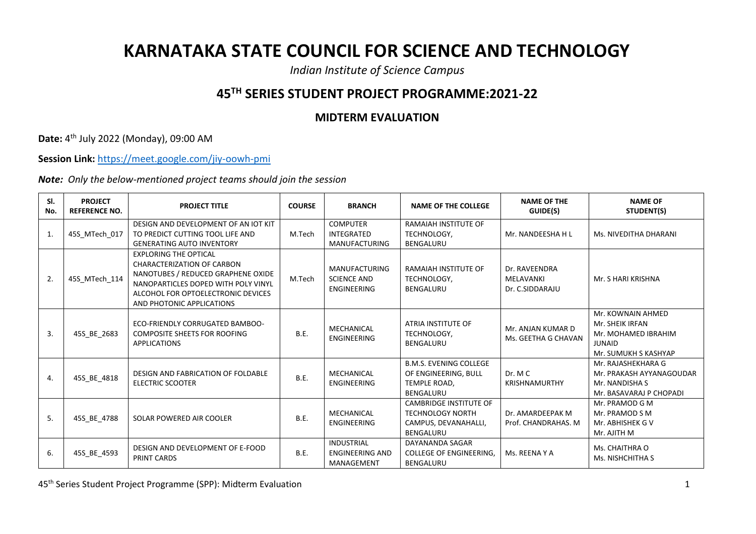# KARNATAKA STATE COUNCIL FOR SCIENCE AND TECHNOLOGY

*Indian Institute of Science Campus*

## 45TH SERIES STUDENT PROJECT PROGRAMME:2021-22

### MIDTERM EVALUATION

**Date:** 4th July 2022 (Monday), 09:00 AM

**Session Link:** https://meet.google.com/jiy-oowh-pmi

***Note:*** *Only the below-mentioned project teams should join the session*

| Sl. No. | PROJECT REFERENCE NO. | PROJECT TITLE | COURSE | BRANCH | NAME OF THE COLLEGE | NAME OF THE GUIDE(S) | NAME OF STUDENT(S) |
|---|---|---|---|---|---|---|---|
| 1. | 45S_MTech_017 | DESIGN AND DEVELOPMENT OF AN IOT KIT TO PREDICT CUTTING TOOL LIFE AND GENERATING AUTO INVENTORY | M.Tech | COMPUTER INTEGRATED MANUFACTURING | RAMAIAH INSTITUTE OF TECHNOLOGY, BENGALURU | Mr. NANDEESHA H L | Ms. NIVEDITHA DHARANI |
| 2. | 45S_MTech_114 | EXPLORING THE OPTICAL CHARACTERIZATION OF CARBON NANOTUBES / REDUCED GRAPHENE OXIDE NANOPARTICLES DOPED WITH POLY VINYL ALCOHOL FOR OPTOELECTRONIC DEVICES AND PHOTONIC APPLICATIONS | M.Tech | MANUFACTURING SCIENCE AND ENGINEERING | RAMAIAH INSTITUTE OF TECHNOLOGY, BENGALURU | Dr. RAVEENDRA MELAVANKI<br>Dr. C.SIDDARAJU | Mr. S HARI KRISHNA |
| 3. | 45S_BE_2683 | ECO-FRIENDLY CORRUGATED BAMBOO-COMPOSITE SHEETS FOR ROOFING APPLICATIONS | B.E. | MECHANICAL ENGINEERING | ATRIA INSTITUTE OF TECHNOLOGY, BENGALURU | Mr. ANJAN KUMAR D<br>Ms. GEETHA G CHAVAN | Mr. KOWNAIN AHMED<br>Mr. SHEIK IRFAN<br>Mr. MOHAMED IBRAHIM JUNAID<br>Mr. SUMUKH S KASHYAP |
| 4. | 45S_BE_4818 | DESIGN AND FABRICATION OF FOLDABLE ELECTRIC SCOOTER | B.E. | MECHANICAL ENGINEERING | B.M.S. EVENING COLLEGE OF ENGINEERING, BULL TEMPLE ROAD, BENGALURU | Dr. M C KRISHNAMURTHY | Mr. RAJASHEKHARA G<br>Mr. PRAKASH AYYANAGOUDAR<br>Mr. NANDISHA S<br>Mr. BASAVARAJ P CHOPADI |
| 5. | 45S_BE_4788 | SOLAR POWERED AIR COOLER | B.E. | MECHANICAL ENGINEERING | CAMBRIDGE INSTITUTE OF TECHNOLOGY NORTH CAMPUS, DEVANAHALLI, BENGALURU | Dr. AMARDEEPAK M<br>Prof. CHANDRAHAS. M | Mr. PRAMOD G M<br>Mr. PRAMOD S M<br>Mr. ABHISHEK G V<br>Mr. AJITH M |
| 6. | 45S_BE_4593 | DESIGN AND DEVELOPMENT OF E-FOOD PRINT CARDS | B.E. | INDUSTRIAL ENGINEERING AND MANAGEMENT | DAYANANDA SAGAR COLLEGE OF ENGINEERING, BENGALURU | Ms. REENA Y A | Ms. CHAITHRA O<br>Ms. NISHCHITHA S |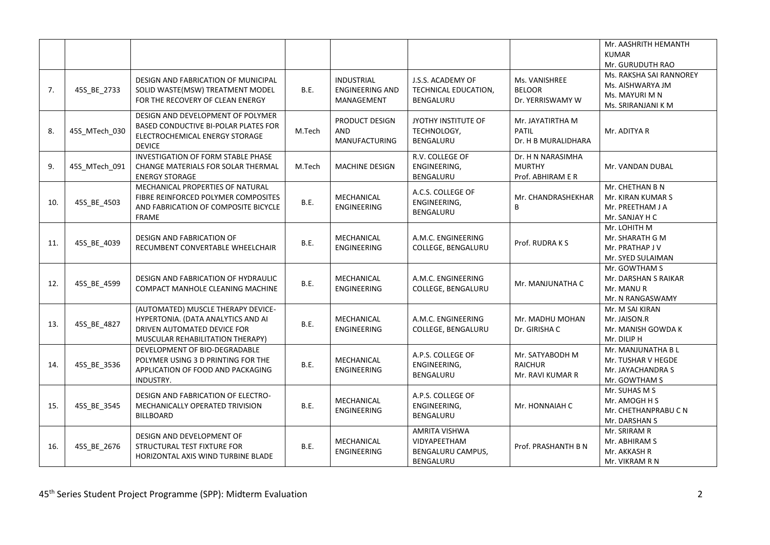|  |  |  |  |  |  |  |  |
|---|---|---|---|---|---|---|---|
|  |  |  |  |  |  |  | Mr. AASHRITH HEMANTH KUMAR<br>Mr. GURUDUTH RAO |
| 7. | 45S_BE_2733 | DESIGN AND FABRICATION OF MUNICIPAL SOLID WASTE(MSW) TREATMENT MODEL FOR THE RECOVERY OF CLEAN ENERGY | B.E. | INDUSTRIAL ENGINEERING AND MANAGEMENT | J.S.S. ACADEMY OF TECHNICAL EDUCATION, BENGALURU | Ms. VANISHREE BELOOR<br>Dr. YERRISWAMY W | Ms. RAKSHA SAI RANNOREY<br>Ms. AISHWARYA JM<br>Ms. MAYURI M N<br>Ms. SRIRANJANI K M |
| 8. | 45S_MTech_030 | DESIGN AND DEVELOPMENT OF POLYMER BASED CONDUCTIVE BI-POLAR PLATES FOR ELECTROCHEMICAL ENERGY STORAGE DEVICE | M.Tech | PRODUCT DESIGN AND MANUFACTURING | JYOTHY INSTITUTE OF TECHNOLOGY, BENGALURU | Mr. JAYATIRTHA M PATIL<br>Dr. H B MURALIDHARA | Mr. ADITYA R |
| 9. | 45S_MTech_091 | INVESTIGATION OF FORM STABLE PHASE CHANGE MATERIALS FOR SOLAR THERMAL ENERGY STORAGE | M.Tech | MACHINE DESIGN | R.V. COLLEGE OF ENGINEERING, BENGALURU | Dr. H N NARASIMHA MURTHY<br>Prof. ABHIRAM E R | Mr. VANDAN DUBAL |
| 10. | 45S_BE_4503 | MECHANICAL PROPERTIES OF NATURAL FIBRE REINFORCED POLYMER COMPOSITES AND FABRICATION OF COMPOSITE BICYCLE FRAME | B.E. | MECHANICAL ENGINEERING | A.C.S. COLLEGE OF ENGINEERING, BENGALURU | Mr. CHANDRASHEKHAR B | Mr. CHETHAN B N<br>Mr. KIRAN KUMAR S<br>Mr. PREETHAM J A<br>Mr. SANJAY H C |
| 11. | 45S_BE_4039 | DESIGN AND FABRICATION OF RECUMBENT CONVERTABLE WHEELCHAIR | B.E. | MECHANICAL ENGINEERING | A.M.C. ENGINEERING COLLEGE, BENGALURU | Prof. RUDRA K S | Mr. LOHITH M<br>Mr. SHARATH G M<br>Mr. PRATHAP J V<br>Mr. SYED SULAIMAN |
| 12. | 45S_BE_4599 | DESIGN AND FABRICATION OF HYDRAULIC COMPACT MANHOLE CLEANING MACHINE | B.E. | MECHANICAL ENGINEERING | A.M.C. ENGINEERING COLLEGE, BENGALURU | Mr. MANJUNATHA C | Mr. GOWTHAM S<br>Mr. DARSHAN S RAIKAR<br>Mr. MANU R<br>Mr. N RANGASWAMY |
| 13. | 45S_BE_4827 | (AUTOMATED) MUSCLE THERAPY DEVICE-HYPERTONIA. (DATA ANALYTICS AND AI DRIVEN AUTOMATED DEVICE FOR MUSCULAR REHABILITATION THERAPY) | B.E. | MECHANICAL ENGINEERING | A.M.C. ENGINEERING COLLEGE, BENGALURU | Mr. MADHU MOHAN<br>Dr. GIRISHA C | Mr. M SAI KIRAN<br>Mr. JAISON.R<br>Mr. MANISH GOWDA K<br>Mr. DILIP H |
| 14. | 45S_BE_3536 | DEVELOPMENT OF BIO-DEGRADABLE POLYMER USING 3 D PRINTING FOR THE APPLICATION OF FOOD AND PACKAGING INDUSTRY. | B.E. | MECHANICAL ENGINEERING | A.P.S. COLLEGE OF ENGINEERING, BENGALURU | Mr. SATYABODH M RAICHUR<br>Mr. RAVI KUMAR R | Mr. MANJUNATHA B L<br>Mr. TUSHAR V HEGDE<br>Mr. JAYACHANDRA S<br>Mr. GOWTHAM S |
| 15. | 45S_BE_3545 | DESIGN AND FABRICATION OF ELECTRO-MECHANICALLY OPERATED TRIVISION BILLBOARD | B.E. | MECHANICAL ENGINEERING | A.P.S. COLLEGE OF ENGINEERING, BENGALURU | Mr. HONNAIAH C | Mr. SUHAS M S<br>Mr. AMOGH H S<br>Mr. CHETHANPRABU C N<br>Mr. DARSHAN S |
| 16. | 45S_BE_2676 | DESIGN AND DEVELOPMENT OF STRUCTURAL TEST FIXTURE FOR HORIZONTAL AXIS WIND TURBINE BLADE | B.E. | MECHANICAL ENGINEERING | AMRITA VISHWA VIDYAPEETHAM BENGALURU CAMPUS, BENGALURU | Prof. PRASHANTH B N | Mr. SRIRAM R<br>Mr. ABHIRAM S<br>Mr. AKKASH R<br>Mr. VIKRAM R N |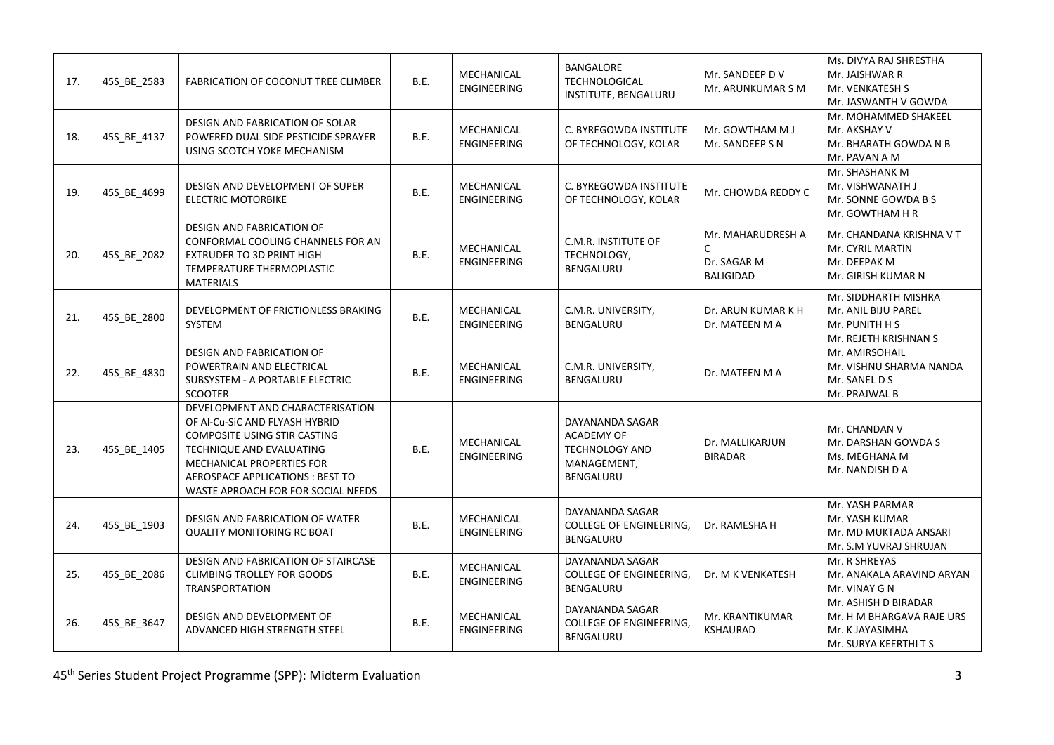| 17. | 45S_BE_2583 | FABRICATION OF COCONUT TREE CLIMBER | B.E. | MECHANICAL ENGINEERING | BANGALORE TECHNOLOGICAL INSTITUTE, BENGALURU | Mr. SANDEEP D V<br>Mr. ARUNKUMAR S M | Ms. DIVYA RAJ SHRESTHA<br>Mr. JAISHWAR R<br>Mr. VENKATESH S<br>Mr. JASWANTH V GOWDA |
|---|---|---|---|---|---|---|---|
| 18. | 45S_BE_4137 | DESIGN AND FABRICATION OF SOLAR POWERED DUAL SIDE PESTICIDE SPRAYER USING SCOTCH YOKE MECHANISM | B.E. | MECHANICAL ENGINEERING | C. BYREGOWDA INSTITUTE OF TECHNOLOGY, KOLAR | Mr. GOWTHAM M J<br>Mr. SANDEEP S N | Mr. MOHAMMED SHAKEEL<br>Mr. AKSHAY V<br>Mr. BHARATH GOWDA N B<br>Mr. PAVAN A M |
| 19. | 45S_BE_4699 | DESIGN AND DEVELOPMENT OF SUPER ELECTRIC MOTORBIKE | B.E. | MECHANICAL ENGINEERING | C. BYREGOWDA INSTITUTE OF TECHNOLOGY, KOLAR | Mr. CHOWDA REDDY C | Mr. SHASHANK M<br>Mr. VISHWANATH J<br>Mr. SONNE GOWDA B S<br>Mr. GOWTHAM H R |
| 20. | 45S_BE_2082 | DESIGN AND FABRICATION OF CONFORMAL COOLING CHANNELS FOR AN EXTRUDER TO 3D PRINT HIGH TEMPERATURE THERMOPLASTIC MATERIALS | B.E. | MECHANICAL ENGINEERING | C.M.R. INSTITUTE OF TECHNOLOGY, BENGALURU | Mr. MAHARUDRESH A C<br>Dr. SAGAR M BALIGIDAD | Mr. CHANDANA KRISHNA V T<br>Mr. CYRIL MARTIN<br>Mr. DEEPAK M<br>Mr. GIRISH KUMAR N |
| 21. | 45S_BE_2800 | DEVELOPMENT OF FRICTIONLESS BRAKING SYSTEM | B.E. | MECHANICAL ENGINEERING | C.M.R. UNIVERSITY, BENGALURU | Dr. ARUN KUMAR K H<br>Dr. MATEEN M A | Mr. SIDDHARTH MISHRA<br>Mr. ANIL BIJU PAREL<br>Mr. PUNITH H S<br>Mr. REJETH KRISHNAN S |
| 22. | 45S_BE_4830 | DESIGN AND FABRICATION OF POWERTRAIN AND ELECTRICAL SUBSYSTEM - A PORTABLE ELECTRIC SCOOTER | B.E. | MECHANICAL ENGINEERING | C.M.R. UNIVERSITY, BENGALURU | Dr. MATEEN M A | Mr. AMIRSOHAIL<br>Mr. VISHNU SHARMA NANDA<br>Mr. SANEL D S<br>Mr. PRAJWAL B |
| 23. | 45S_BE_1405 | DEVELOPMENT AND CHARACTERISATION OF Al-Cu-SiC AND FLYASH HYBRID COMPOSITE USING STIR CASTING TECHNIQUE AND EVALUATING MECHANICAL PROPERTIES FOR AEROSPACE APPLICATIONS : BEST TO WASTE APROACH FOR FOR SOCIAL NEEDS | B.E. | MECHANICAL ENGINEERING | DAYANANDA SAGAR ACADEMY OF TECHNOLOGY AND MANAGEMENT, BENGALURU | Dr. MALLIKARJUN BIRADAR | Mr. CHANDAN V<br>Mr. DARSHAN GOWDA S<br>Ms. MEGHANA M<br>Mr. NANDISH D A |
| 24. | 45S_BE_1903 | DESIGN AND FABRICATION OF WATER QUALITY MONITORING RC BOAT | B.E. | MECHANICAL ENGINEERING | DAYANANDA SAGAR COLLEGE OF ENGINEERING, BENGALURU | Dr. RAMESHA H | Mr. YASH PARMAR<br>Mr. YASH KUMAR<br>Mr. MD MUKTADA ANSARI<br>Mr. S.M YUVRAJ SHRUJAN |
| 25. | 45S_BE_2086 | DESIGN AND FABRICATION OF STAIRCASE CLIMBING TROLLEY FOR GOODS TRANSPORTATION | B.E. | MECHANICAL ENGINEERING | DAYANANDA SAGAR COLLEGE OF ENGINEERING, BENGALURU | Dr. M K VENKATESH | Mr. R SHREYAS<br>Mr. ANAKALA ARAVIND ARYAN<br>Mr. VINAY G N |
| 26. | 45S_BE_3647 | DESIGN AND DEVELOPMENT OF ADVANCED HIGH STRENGTH STEEL | B.E. | MECHANICAL ENGINEERING | DAYANANDA SAGAR COLLEGE OF ENGINEERING, BENGALURU | Mr. KRANTIKUMAR KSHAURAD | Mr. ASHISH D BIRADAR<br>Mr. H M BHARGAVA RAJE URS<br>Mr. K JAYASIMHA<br>Mr. SURYA KEERTHI T S |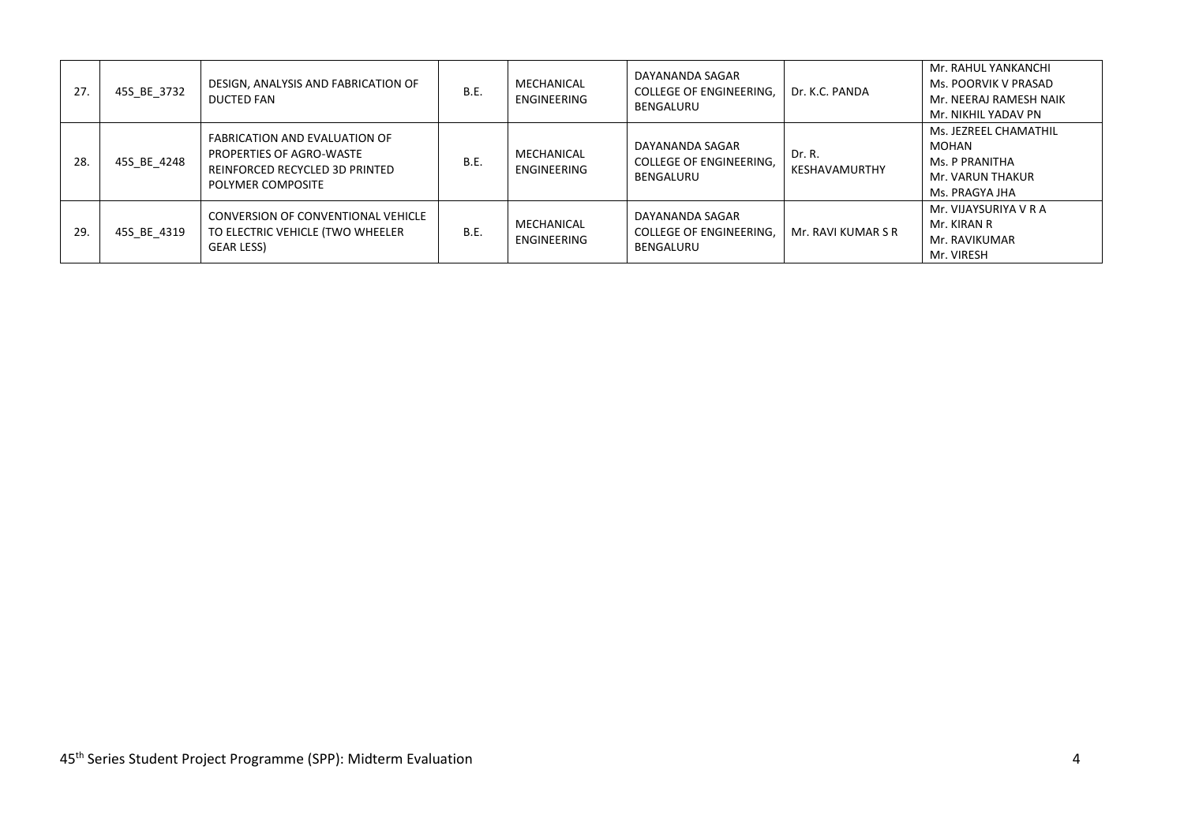| | | | | | | | |
|---|---|---|---|---|---|---|---|
| 27. | 45S_BE_3732 | DESIGN, ANALYSIS AND FABRICATION OF DUCTED FAN | B.E. | MECHANICAL ENGINEERING | DAYANANDA SAGAR COLLEGE OF ENGINEERING, BENGALURU | Dr. K.C. PANDA | Mr. RAHUL YANKANCHI<br>Ms. POORVIK V PRASAD<br>Mr. NEERAJ RAMESH NAIK<br>Mr. NIKHIL YADAV PN |
| 28. | 45S_BE_4248 | FABRICATION AND EVALUATION OF PROPERTIES OF AGRO-WASTE REINFORCED RECYCLED 3D PRINTED POLYMER COMPOSITE | B.E. | MECHANICAL ENGINEERING | DAYANANDA SAGAR COLLEGE OF ENGINEERING, BENGALURU | Dr. R. KESHAVAMURTHY | Ms. JEZREEL CHAMATHIL MOHAN<br>Ms. P PRANITHA<br>Mr. VARUN THAKUR<br>Ms. PRAGYA JHA |
| 29. | 45S_BE_4319 | CONVERSION OF CONVENTIONAL VEHICLE TO ELECTRIC VEHICLE (TWO WHEELER GEAR LESS) | B.E. | MECHANICAL ENGINEERING | DAYANANDA SAGAR COLLEGE OF ENGINEERING, BENGALURU | Mr. RAVI KUMAR S R | Mr. VIJAYSURIYA V R A<br>Mr. KIRAN R<br>Mr. RAVIKUMAR<br>Mr. VIRESH |